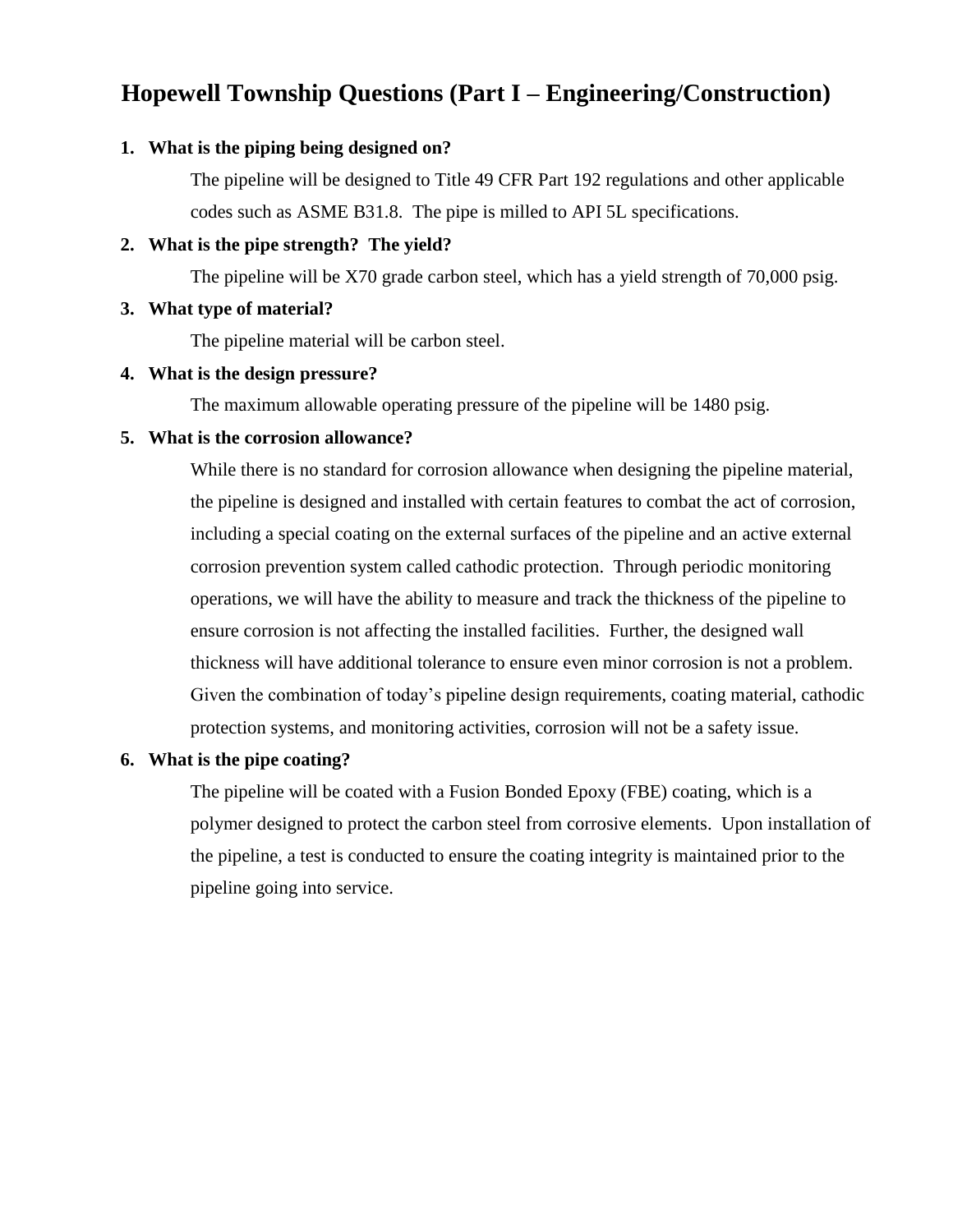# Hopewell Township Questions (Part I – Engineering/Construction)

1. **What is the piping being designed on?**

   The pipeline will be designed to Title 49 CFR Part 192 regulations and other applicable codes such as ASME B31.8. The pipe is milled to API 5L specifications.

2. **What is the pipe strength? The yield?**

   The pipeline will be X70 grade carbon steel, which has a yield strength of 70,000 psig.

3. **What type of material?**

   The pipeline material will be carbon steel.

4. **What is the design pressure?**

   The maximum allowable operating pressure of the pipeline will be 1480 psig.

5. **What is the corrosion allowance?**

   While there is no standard for corrosion allowance when designing the pipeline material, the pipeline is designed and installed with certain features to combat the act of corrosion, including a special coating on the external surfaces of the pipeline and an active external corrosion prevention system called cathodic protection. Through periodic monitoring operations, we will have the ability to measure and track the thickness of the pipeline to ensure corrosion is not affecting the installed facilities. Further, the designed wall thickness will have additional tolerance to ensure even minor corrosion is not a problem. Given the combination of today's pipeline design requirements, coating material, cathodic protection systems, and monitoring activities, corrosion will not be a safety issue.

6. **What is the pipe coating?**

   The pipeline will be coated with a Fusion Bonded Epoxy (FBE) coating, which is a polymer designed to protect the carbon steel from corrosive elements. Upon installation of the pipeline, a test is conducted to ensure the coating integrity is maintained prior to the pipeline going into service.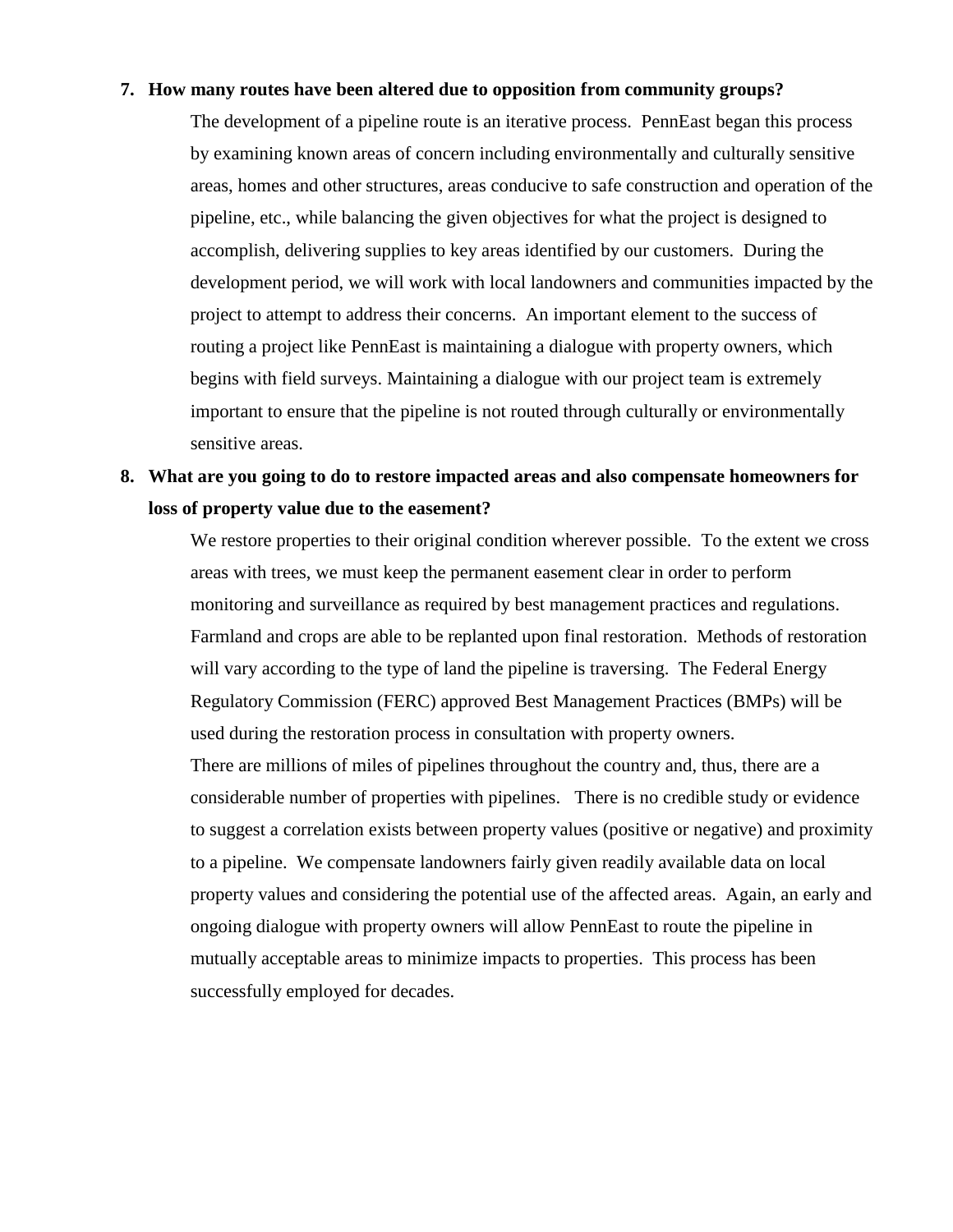7. **How many routes have been altered due to opposition from community groups?**

   The development of a pipeline route is an iterative process. PennEast began this process by examining known areas of concern including environmentally and culturally sensitive areas, homes and other structures, areas conducive to safe construction and operation of the pipeline, etc., while balancing the given objectives for what the project is designed to accomplish, delivering supplies to key areas identified by our customers. During the development period, we will work with local landowners and communities impacted by the project to attempt to address their concerns. An important element to the success of routing a project like PennEast is maintaining a dialogue with property owners, which begins with field surveys. Maintaining a dialogue with our project team is extremely important to ensure that the pipeline is not routed through culturally or environmentally sensitive areas.

8. **What are you going to do to restore impacted areas and also compensate homeowners for loss of property value due to the easement?**

   We restore properties to their original condition wherever possible. To the extent we cross areas with trees, we must keep the permanent easement clear in order to perform monitoring and surveillance as required by best management practices and regulations. Farmland and crops are able to be replanted upon final restoration. Methods of restoration will vary according to the type of land the pipeline is traversing. The Federal Energy Regulatory Commission (FERC) approved Best Management Practices (BMPs) will be used during the restoration process in consultation with property owners.

   There are millions of miles of pipelines throughout the country and, thus, there are a considerable number of properties with pipelines. There is no credible study or evidence to suggest a correlation exists between property values (positive or negative) and proximity to a pipeline. We compensate landowners fairly given readily available data on local property values and considering the potential use of the affected areas. Again, an early and ongoing dialogue with property owners will allow PennEast to route the pipeline in mutually acceptable areas to minimize impacts to properties. This process has been successfully employed for decades.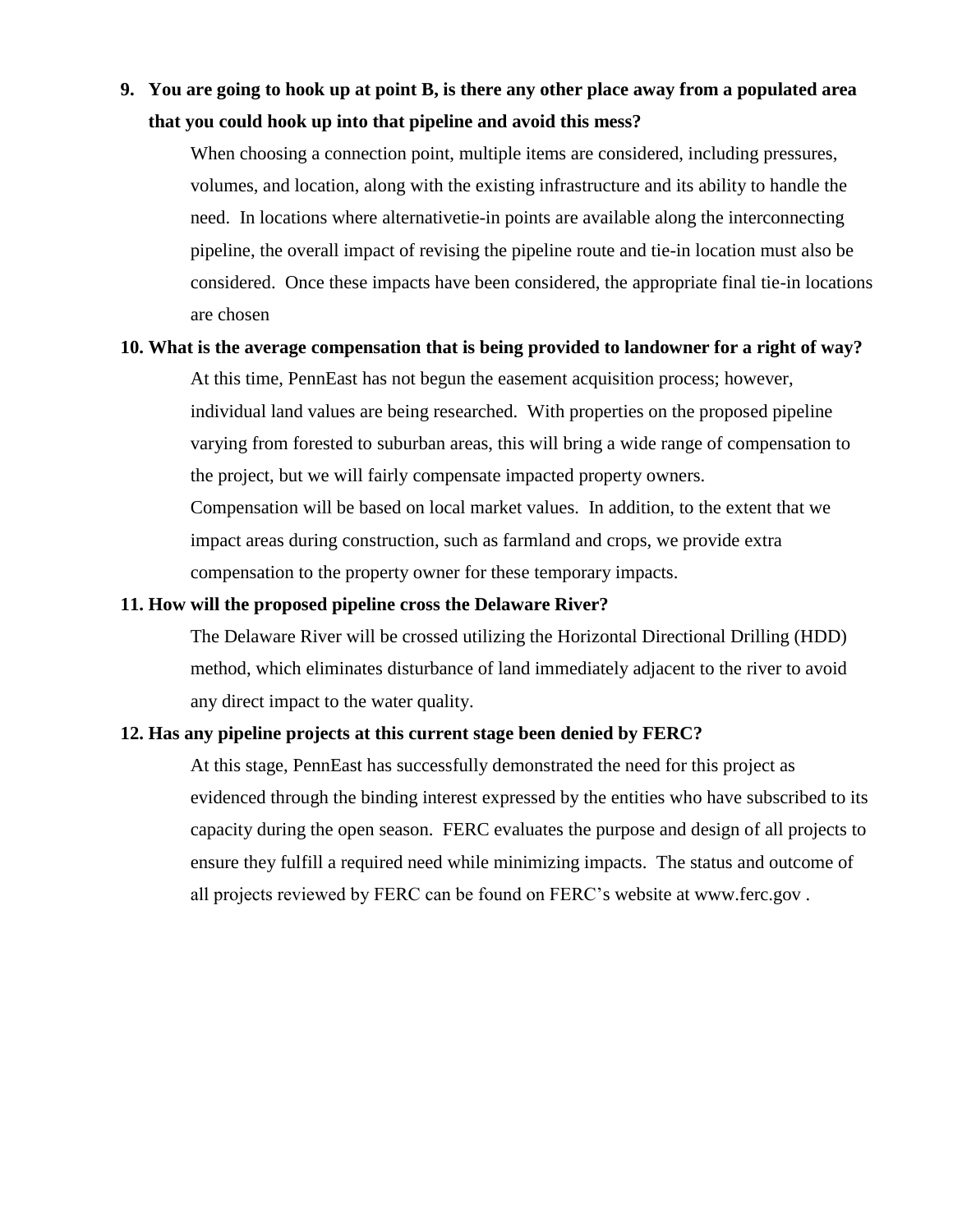9. **You are going to hook up at point B, is there any other place away from a populated area that you could hook up into that pipeline and avoid this mess?**

   When choosing a connection point, multiple items are considered, including pressures, volumes, and location, along with the existing infrastructure and its ability to handle the need. In locations where alternativetie-in points are available along the interconnecting pipeline, the overall impact of revising the pipeline route and tie-in location must also be considered. Once these impacts have been considered, the appropriate final tie-in locations are chosen

10. **What is the average compensation that is being provided to landowner for a right of way?**

    At this time, PennEast has not begun the easement acquisition process; however, individual land values are being researched. With properties on the proposed pipeline varying from forested to suburban areas, this will bring a wide range of compensation to the project, but we will fairly compensate impacted property owners.
    Compensation will be based on local market values. In addition, to the extent that we impact areas during construction, such as farmland and crops, we provide extra compensation to the property owner for these temporary impacts.

11. **How will the proposed pipeline cross the Delaware River?**

    The Delaware River will be crossed utilizing the Horizontal Directional Drilling (HDD) method, which eliminates disturbance of land immediately adjacent to the river to avoid any direct impact to the water quality.

12. **Has any pipeline projects at this current stage been denied by FERC?**

    At this stage, PennEast has successfully demonstrated the need for this project as evidenced through the binding interest expressed by the entities who have subscribed to its capacity during the open season. FERC evaluates the purpose and design of all projects to ensure they fulfill a required need while minimizing impacts. The status and outcome of all projects reviewed by FERC can be found on FERC's website at www.ferc.gov .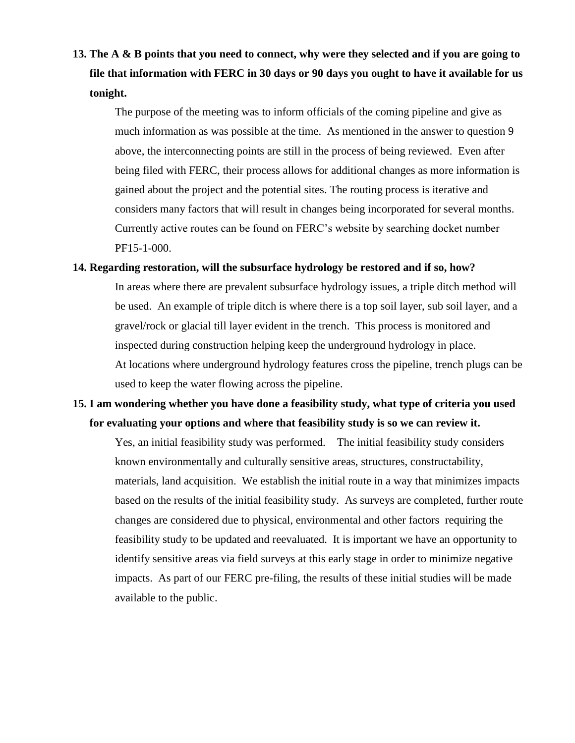**13. The A & B points that you need to connect, why were they selected and if you are going to file that information with FERC in 30 days or 90 days you ought to have it available for us tonight.**

The purpose of the meeting was to inform officials of the coming pipeline and give as much information as was possible at the time. As mentioned in the answer to question 9 above, the interconnecting points are still in the process of being reviewed. Even after being filed with FERC, their process allows for additional changes as more information is gained about the project and the potential sites. The routing process is iterative and considers many factors that will result in changes being incorporated for several months. Currently active routes can be found on FERC's website by searching docket number PF15-1-000.

**14. Regarding restoration, will the subsurface hydrology be restored and if so, how?**

In areas where there are prevalent subsurface hydrology issues, a triple ditch method will be used. An example of triple ditch is where there is a top soil layer, sub soil layer, and a gravel/rock or glacial till layer evident in the trench. This process is monitored and inspected during construction helping keep the underground hydrology in place.
At locations where underground hydrology features cross the pipeline, trench plugs can be used to keep the water flowing across the pipeline.

**15. I am wondering whether you have done a feasibility study, what type of criteria you used for evaluating your options and where that feasibility study is so we can review it.**

Yes, an initial feasibility study was performed. The initial feasibility study considers known environmentally and culturally sensitive areas, structures, constructability, materials, land acquisition. We establish the initial route in a way that minimizes impacts based on the results of the initial feasibility study. As surveys are completed, further route changes are considered due to physical, environmental and other factors requiring the feasibility study to be updated and reevaluated. It is important we have an opportunity to identify sensitive areas via field surveys at this early stage in order to minimize negative impacts. As part of our FERC pre-filing, the results of these initial studies will be made available to the public.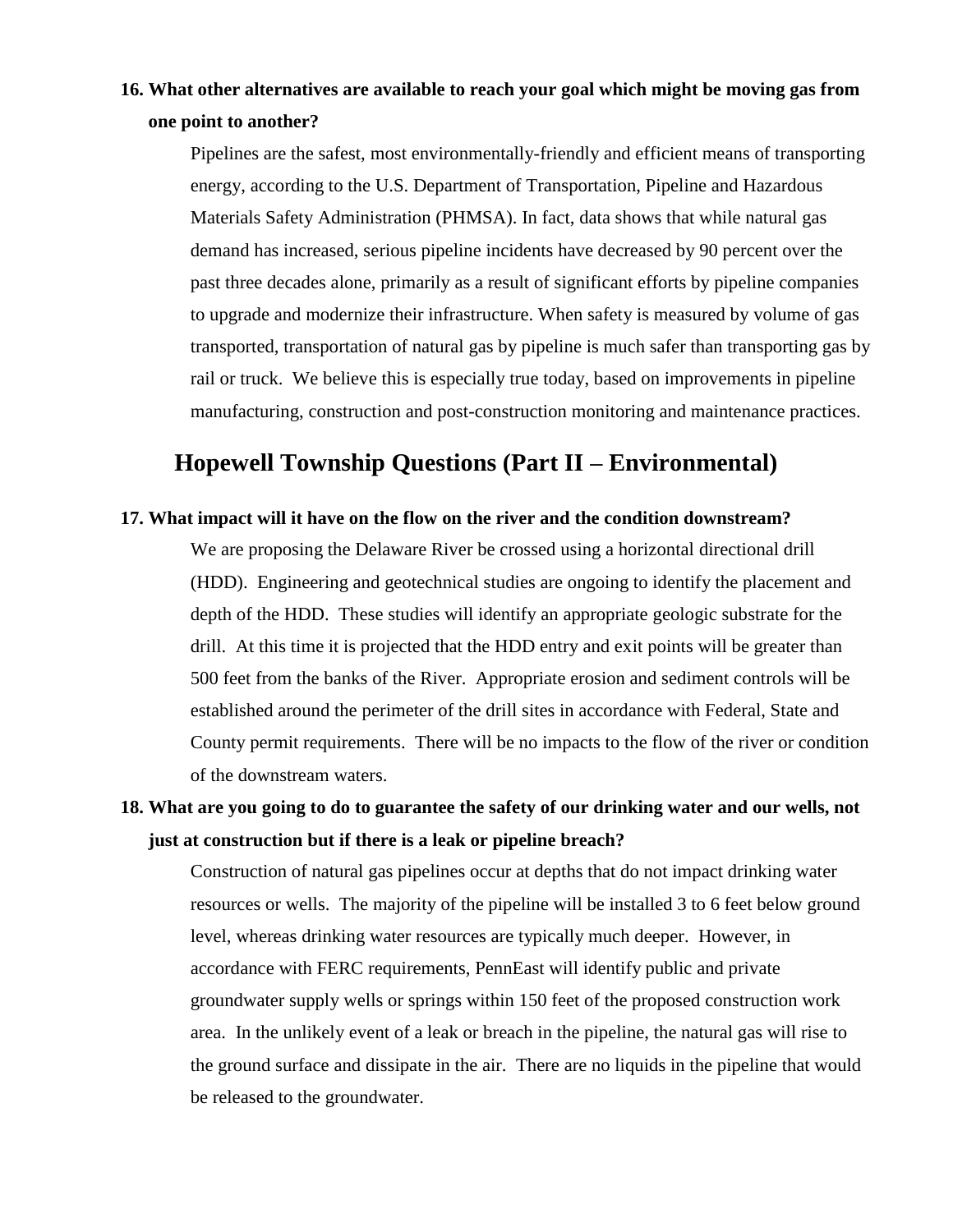**16. What other alternatives are available to reach your goal which might be moving gas from one point to another?**

Pipelines are the safest, most environmentally-friendly and efficient means of transporting energy, according to the U.S. Department of Transportation, Pipeline and Hazardous Materials Safety Administration (PHMSA). In fact, data shows that while natural gas demand has increased, serious pipeline incidents have decreased by 90 percent over the past three decades alone, primarily as a result of significant efforts by pipeline companies to upgrade and modernize their infrastructure. When safety is measured by volume of gas transported, transportation of natural gas by pipeline is much safer than transporting gas by rail or truck. We believe this is especially true today, based on improvements in pipeline manufacturing, construction and post-construction monitoring and maintenance practices.

## Hopewell Township Questions (Part II – Environmental)

**17. What impact will it have on the flow on the river and the condition downstream?**

We are proposing the Delaware River be crossed using a horizontal directional drill (HDD). Engineering and geotechnical studies are ongoing to identify the placement and depth of the HDD. These studies will identify an appropriate geologic substrate for the drill. At this time it is projected that the HDD entry and exit points will be greater than 500 feet from the banks of the River. Appropriate erosion and sediment controls will be established around the perimeter of the drill sites in accordance with Federal, State and County permit requirements. There will be no impacts to the flow of the river or condition of the downstream waters.

**18. What are you going to do to guarantee the safety of our drinking water and our wells, not just at construction but if there is a leak or pipeline breach?**

Construction of natural gas pipelines occur at depths that do not impact drinking water resources or wells. The majority of the pipeline will be installed 3 to 6 feet below ground level, whereas drinking water resources are typically much deeper. However, in accordance with FERC requirements, PennEast will identify public and private groundwater supply wells or springs within 150 feet of the proposed construction work area. In the unlikely event of a leak or breach in the pipeline, the natural gas will rise to the ground surface and dissipate in the air. There are no liquids in the pipeline that would be released to the groundwater.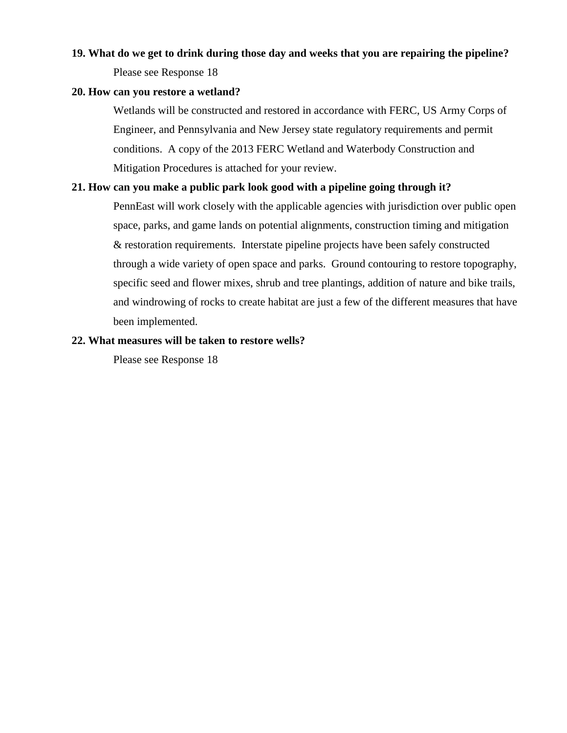**19. What do we get to drink during those day and weeks that you are repairing the pipeline?**

Please see Response 18

**20. How can you restore a wetland?**

Wetlands will be constructed and restored in accordance with FERC, US Army Corps of Engineer, and Pennsylvania and New Jersey state regulatory requirements and permit conditions. A copy of the 2013 FERC Wetland and Waterbody Construction and Mitigation Procedures is attached for your review.

**21. How can you make a public park look good with a pipeline going through it?**

PennEast will work closely with the applicable agencies with jurisdiction over public open space, parks, and game lands on potential alignments, construction timing and mitigation & restoration requirements. Interstate pipeline projects have been safely constructed through a wide variety of open space and parks. Ground contouring to restore topography, specific seed and flower mixes, shrub and tree plantings, addition of nature and bike trails, and windrowing of rocks to create habitat are just a few of the different measures that have been implemented.

**22. What measures will be taken to restore wells?**

Please see Response 18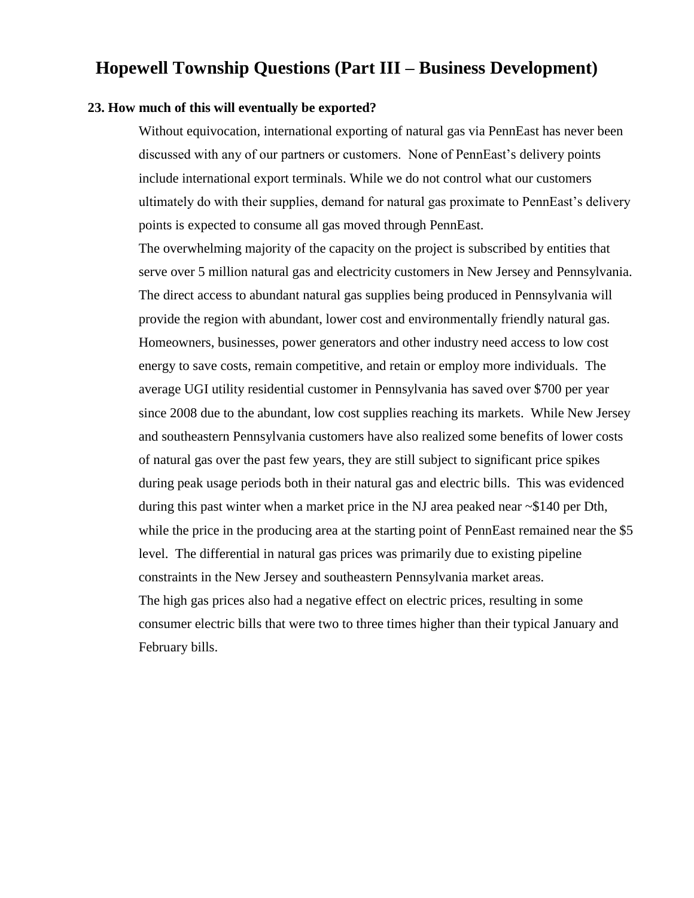# Hopewell Township Questions (Part III – Business Development)

**23. How much of this will eventually be exported?**

Without equivocation, international exporting of natural gas via PennEast has never been discussed with any of our partners or customers. None of PennEast's delivery points include international export terminals. While we do not control what our customers ultimately do with their supplies, demand for natural gas proximate to PennEast's delivery points is expected to consume all gas moved through PennEast.

The overwhelming majority of the capacity on the project is subscribed by entities that serve over 5 million natural gas and electricity customers in New Jersey and Pennsylvania. The direct access to abundant natural gas supplies being produced in Pennsylvania will provide the region with abundant, lower cost and environmentally friendly natural gas. Homeowners, businesses, power generators and other industry need access to low cost energy to save costs, remain competitive, and retain or employ more individuals. The average UGI utility residential customer in Pennsylvania has saved over $700 per year since 2008 due to the abundant, low cost supplies reaching its markets. While New Jersey and southeastern Pennsylvania customers have also realized some benefits of lower costs of natural gas over the past few years, they are still subject to significant price spikes during peak usage periods both in their natural gas and electric bills. This was evidenced during this past winter when a market price in the NJ area peaked near ~$140 per Dth, while the price in the producing area at the starting point of PennEast remained near the $5 level. The differential in natural gas prices was primarily due to existing pipeline constraints in the New Jersey and southeastern Pennsylvania market areas.

The high gas prices also had a negative effect on electric prices, resulting in some consumer electric bills that were two to three times higher than their typical January and February bills.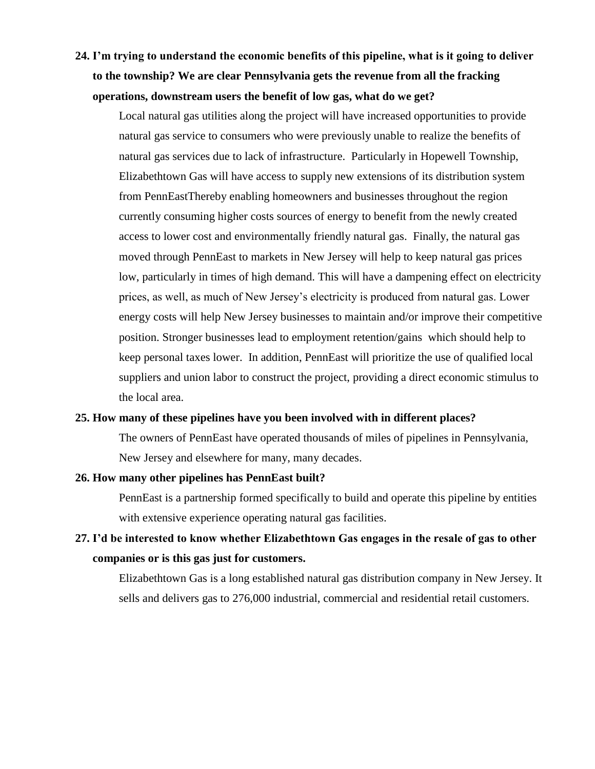**24. I'm trying to understand the economic benefits of this pipeline, what is it going to deliver to the township? We are clear Pennsylvania gets the revenue from all the fracking operations, downstream users the benefit of low gas, what do we get?**

Local natural gas utilities along the project will have increased opportunities to provide natural gas service to consumers who were previously unable to realize the benefits of natural gas services due to lack of infrastructure. Particularly in Hopewell Township, Elizabethtown Gas will have access to supply new extensions of its distribution system from PennEastThereby enabling homeowners and businesses throughout the region currently consuming higher costs sources of energy to benefit from the newly created access to lower cost and environmentally friendly natural gas. Finally, the natural gas moved through PennEast to markets in New Jersey will help to keep natural gas prices low, particularly in times of high demand. This will have a dampening effect on electricity prices, as well, as much of New Jersey's electricity is produced from natural gas. Lower energy costs will help New Jersey businesses to maintain and/or improve their competitive position. Stronger businesses lead to employment retention/gains which should help to keep personal taxes lower. In addition, PennEast will prioritize the use of qualified local suppliers and union labor to construct the project, providing a direct economic stimulus to the local area.

**25. How many of these pipelines have you been involved with in different places?**

The owners of PennEast have operated thousands of miles of pipelines in Pennsylvania, New Jersey and elsewhere for many, many decades.

**26. How many other pipelines has PennEast built?**

PennEast is a partnership formed specifically to build and operate this pipeline by entities with extensive experience operating natural gas facilities.

**27. I'd be interested to know whether Elizabethtown Gas engages in the resale of gas to other companies or is this gas just for customers.**

Elizabethtown Gas is a long established natural gas distribution company in New Jersey. It sells and delivers gas to 276,000 industrial, commercial and residential retail customers.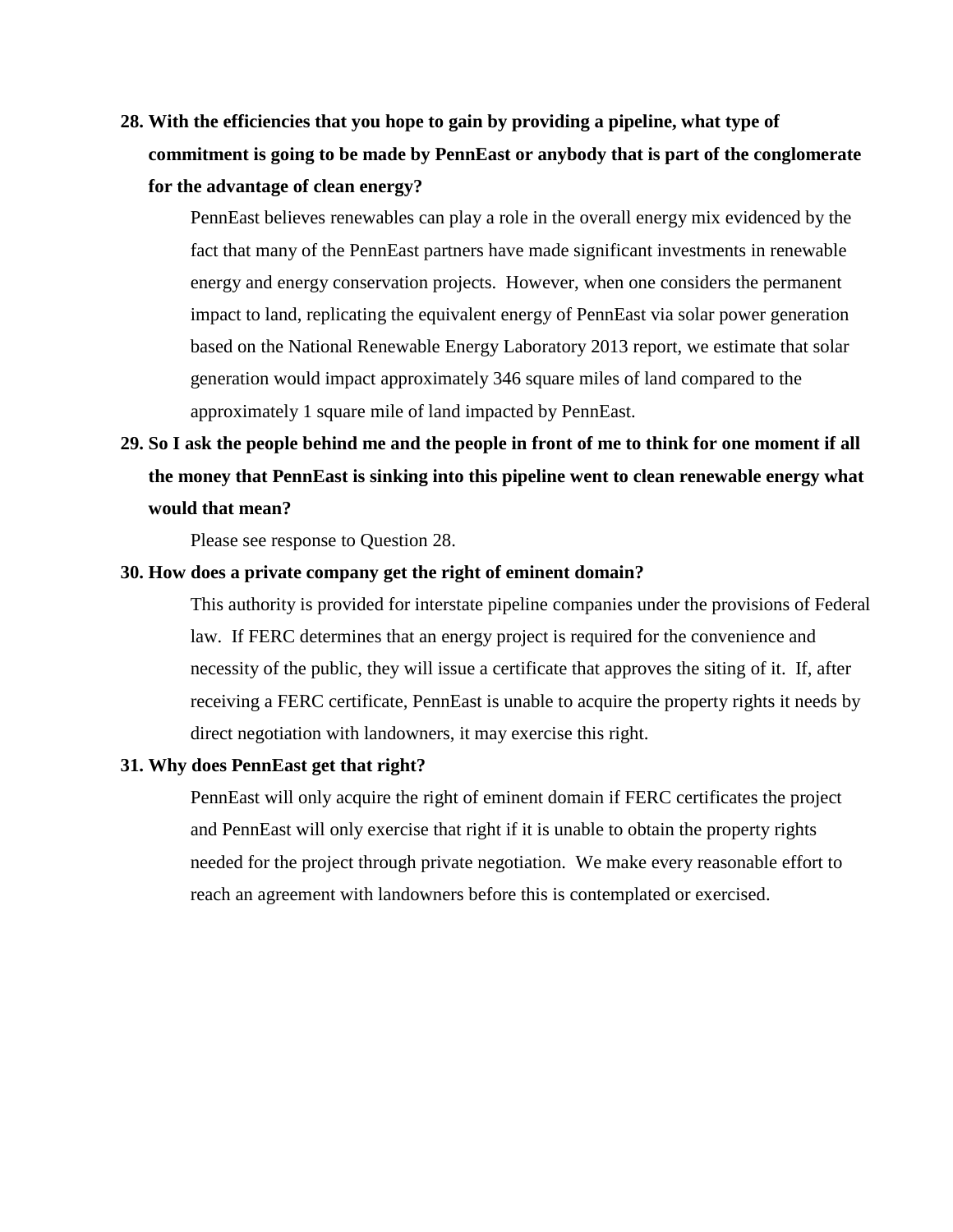**28. With the efficiencies that you hope to gain by providing a pipeline, what type of commitment is going to be made by PennEast or anybody that is part of the conglomerate for the advantage of clean energy?**

PennEast believes renewables can play a role in the overall energy mix evidenced by the fact that many of the PennEast partners have made significant investments in renewable energy and energy conservation projects. However, when one considers the permanent impact to land, replicating the equivalent energy of PennEast via solar power generation based on the National Renewable Energy Laboratory 2013 report, we estimate that solar generation would impact approximately 346 square miles of land compared to the approximately 1 square mile of land impacted by PennEast.

**29. So I ask the people behind me and the people in front of me to think for one moment if all the money that PennEast is sinking into this pipeline went to clean renewable energy what would that mean?**

Please see response to Question 28.

**30. How does a private company get the right of eminent domain?**

This authority is provided for interstate pipeline companies under the provisions of Federal law. If FERC determines that an energy project is required for the convenience and necessity of the public, they will issue a certificate that approves the siting of it. If, after receiving a FERC certificate, PennEast is unable to acquire the property rights it needs by direct negotiation with landowners, it may exercise this right.

**31. Why does PennEast get that right?**

PennEast will only acquire the right of eminent domain if FERC certificates the project and PennEast will only exercise that right if it is unable to obtain the property rights needed for the project through private negotiation. We make every reasonable effort to reach an agreement with landowners before this is contemplated or exercised.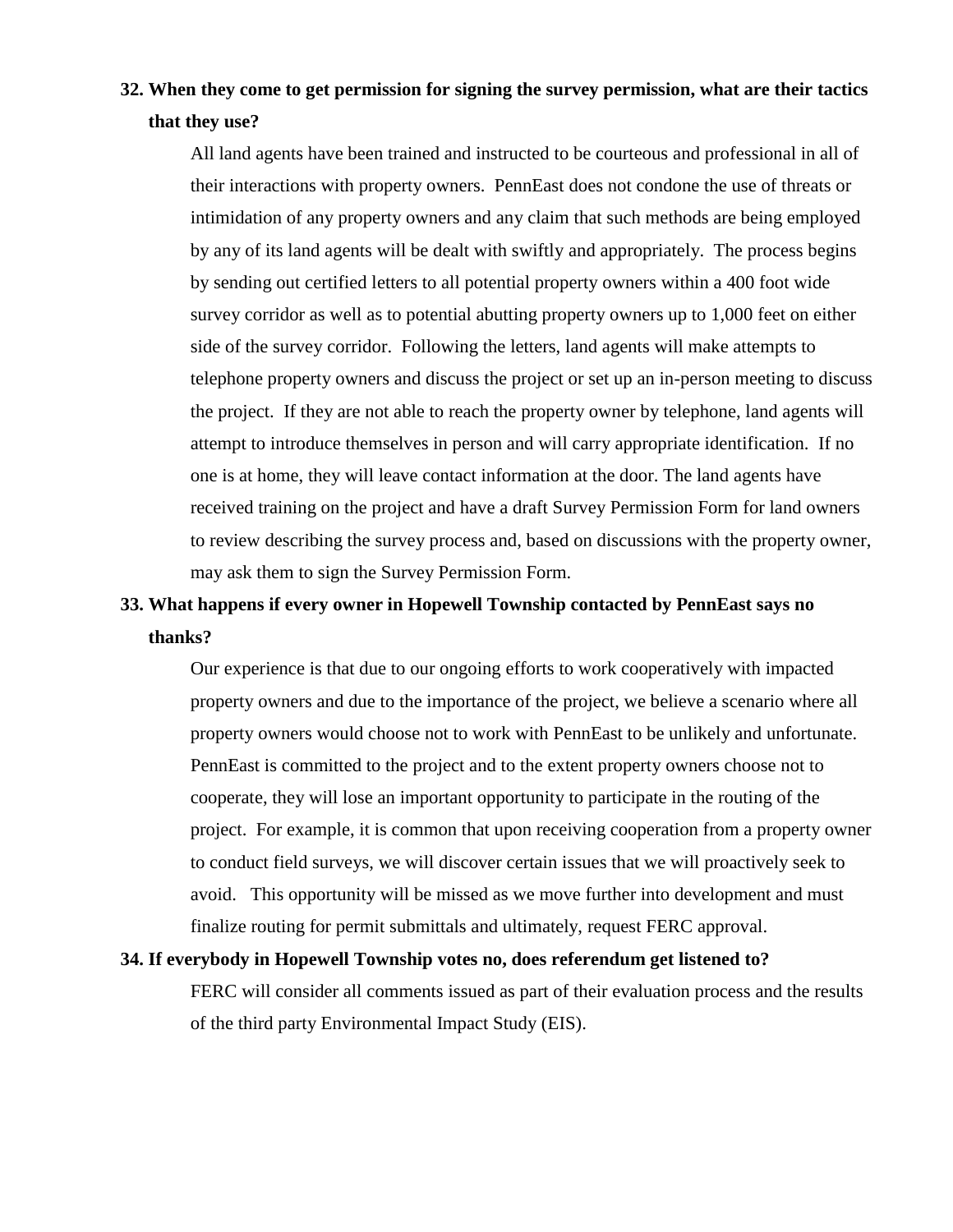**32. When they come to get permission for signing the survey permission, what are their tactics that they use?**

All land agents have been trained and instructed to be courteous and professional in all of their interactions with property owners. PennEast does not condone the use of threats or intimidation of any property owners and any claim that such methods are being employed by any of its land agents will be dealt with swiftly and appropriately. The process begins by sending out certified letters to all potential property owners within a 400 foot wide survey corridor as well as to potential abutting property owners up to 1,000 feet on either side of the survey corridor. Following the letters, land agents will make attempts to telephone property owners and discuss the project or set up an in-person meeting to discuss the project. If they are not able to reach the property owner by telephone, land agents will attempt to introduce themselves in person and will carry appropriate identification. If no one is at home, they will leave contact information at the door. The land agents have received training on the project and have a draft Survey Permission Form for land owners to review describing the survey process and, based on discussions with the property owner, may ask them to sign the Survey Permission Form.

**33. What happens if every owner in Hopewell Township contacted by PennEast says no thanks?**

Our experience is that due to our ongoing efforts to work cooperatively with impacted property owners and due to the importance of the project, we believe a scenario where all property owners would choose not to work with PennEast to be unlikely and unfortunate. PennEast is committed to the project and to the extent property owners choose not to cooperate, they will lose an important opportunity to participate in the routing of the project. For example, it is common that upon receiving cooperation from a property owner to conduct field surveys, we will discover certain issues that we will proactively seek to avoid. This opportunity will be missed as we move further into development and must finalize routing for permit submittals and ultimately, request FERC approval.

**34. If everybody in Hopewell Township votes no, does referendum get listened to?**

FERC will consider all comments issued as part of their evaluation process and the results of the third party Environmental Impact Study (EIS).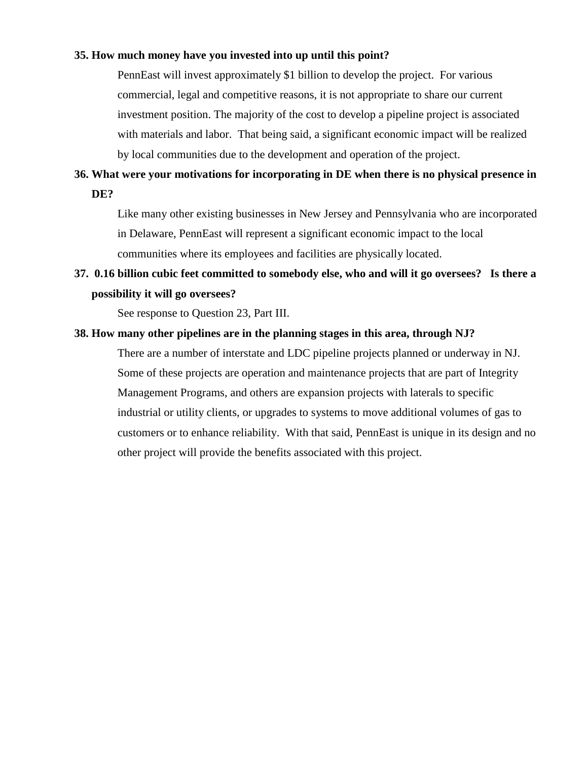**35. How much money have you invested into up until this point?**

PennEast will invest approximately $1 billion to develop the project. For various commercial, legal and competitive reasons, it is not appropriate to share our current investment position. The majority of the cost to develop a pipeline project is associated with materials and labor. That being said, a significant economic impact will be realized by local communities due to the development and operation of the project.

**36. What were your motivations for incorporating in DE when there is no physical presence in DE?**

Like many other existing businesses in New Jersey and Pennsylvania who are incorporated in Delaware, PennEast will represent a significant economic impact to the local communities where its employees and facilities are physically located.

**37. 0.16 billion cubic feet committed to somebody else, who and will it go oversees? Is there a possibility it will go oversees?**

See response to Question 23, Part III.

**38. How many other pipelines are in the planning stages in this area, through NJ?**

There are a number of interstate and LDC pipeline projects planned or underway in NJ. Some of these projects are operation and maintenance projects that are part of Integrity Management Programs, and others are expansion projects with laterals to specific industrial or utility clients, or upgrades to systems to move additional volumes of gas to customers or to enhance reliability. With that said, PennEast is unique in its design and no other project will provide the benefits associated with this project.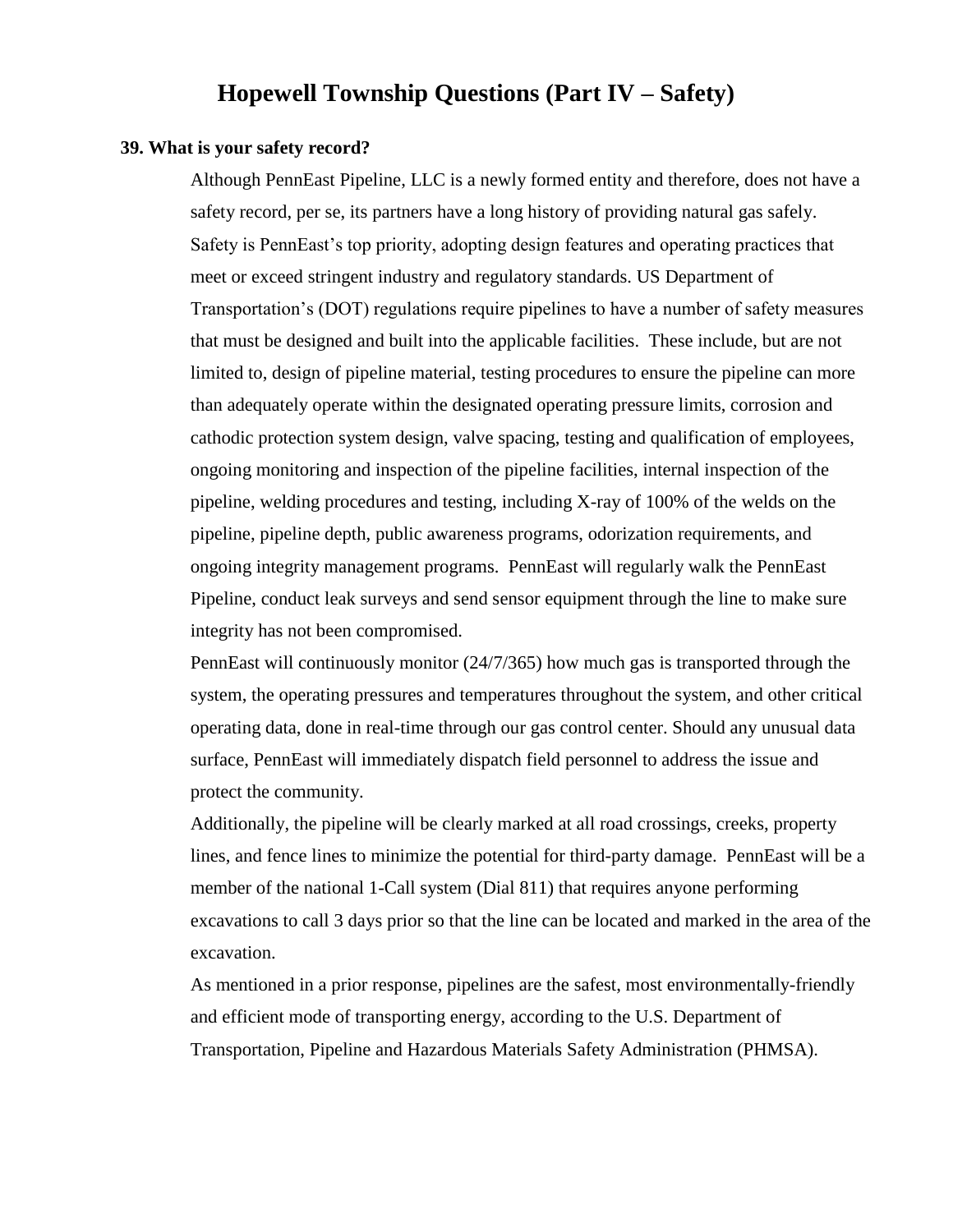# Hopewell Township Questions (Part IV – Safety)

**39. What is your safety record?**

Although PennEast Pipeline, LLC is a newly formed entity and therefore, does not have a safety record, per se, its partners have a long history of providing natural gas safely. Safety is PennEast's top priority, adopting design features and operating practices that meet or exceed stringent industry and regulatory standards. US Department of Transportation's (DOT) regulations require pipelines to have a number of safety measures that must be designed and built into the applicable facilities. These include, but are not limited to, design of pipeline material, testing procedures to ensure the pipeline can more than adequately operate within the designated operating pressure limits, corrosion and cathodic protection system design, valve spacing, testing and qualification of employees, ongoing monitoring and inspection of the pipeline facilities, internal inspection of the pipeline, welding procedures and testing, including X-ray of 100% of the welds on the pipeline, pipeline depth, public awareness programs, odorization requirements, and ongoing integrity management programs. PennEast will regularly walk the PennEast Pipeline, conduct leak surveys and send sensor equipment through the line to make sure integrity has not been compromised.

PennEast will continuously monitor (24/7/365) how much gas is transported through the system, the operating pressures and temperatures throughout the system, and other critical operating data, done in real-time through our gas control center. Should any unusual data surface, PennEast will immediately dispatch field personnel to address the issue and protect the community.

Additionally, the pipeline will be clearly marked at all road crossings, creeks, property lines, and fence lines to minimize the potential for third-party damage. PennEast will be a member of the national 1-Call system (Dial 811) that requires anyone performing excavations to call 3 days prior so that the line can be located and marked in the area of the excavation.

As mentioned in a prior response, pipelines are the safest, most environmentally-friendly and efficient mode of transporting energy, according to the U.S. Department of Transportation, Pipeline and Hazardous Materials Safety Administration (PHMSA).